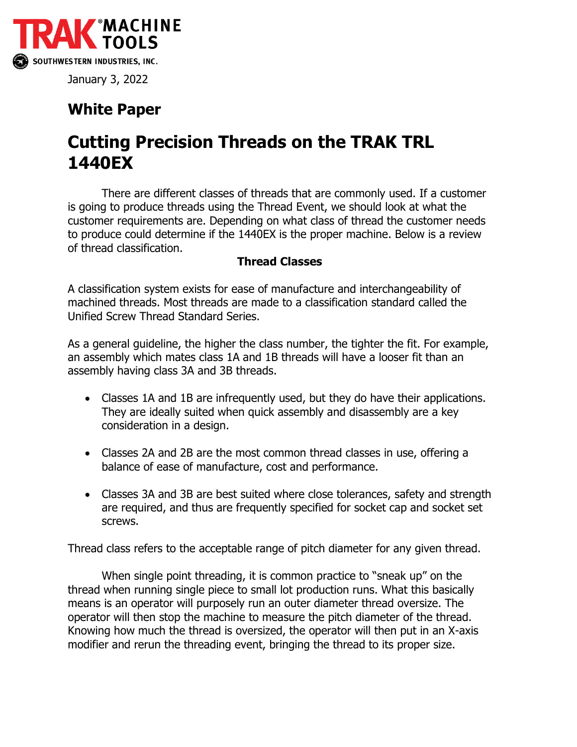TRAK® MACHINE TOOLS

SOUTHWESTERN INDUSTRIES, INC.

January 3, 2022

## White Paper

# Cutting Precision Threads on the TRAK TRL 1440EX

There are different classes of threads that are commonly used. If a customer is going to produce threads using the Thread Event, we should look at what the customer requirements are. Depending on what class of thread the customer needs to produce could determine if the 1440EX is the proper machine. Below is a review of thread classification.

**Thread Classes**

A classification system exists for ease of manufacture and interchangeability of machined threads. Most threads are made to a classification standard called the Unified Screw Thread Standard Series.

As a general guideline, the higher the class number, the tighter the fit. For example, an assembly which mates class 1A and 1B threads will have a looser fit than an assembly having class 3A and 3B threads.

- Classes 1A and 1B are infrequently used, but they do have their applications. They are ideally suited when quick assembly and disassembly are a key consideration in a design.
- Classes 2A and 2B are the most common thread classes in use, offering a balance of ease of manufacture, cost and performance.
- Classes 3A and 3B are best suited where close tolerances, safety and strength are required, and thus are frequently specified for socket cap and socket set screws.

Thread class refers to the acceptable range of pitch diameter for any given thread.

When single point threading, it is common practice to "sneak up" on the thread when running single piece to small lot production runs. What this basically means is an operator will purposely run an outer diameter thread oversize. The operator will then stop the machine to measure the pitch diameter of the thread. Knowing how much the thread is oversized, the operator will then put in an X-axis modifier and rerun the threading event, bringing the thread to its proper size.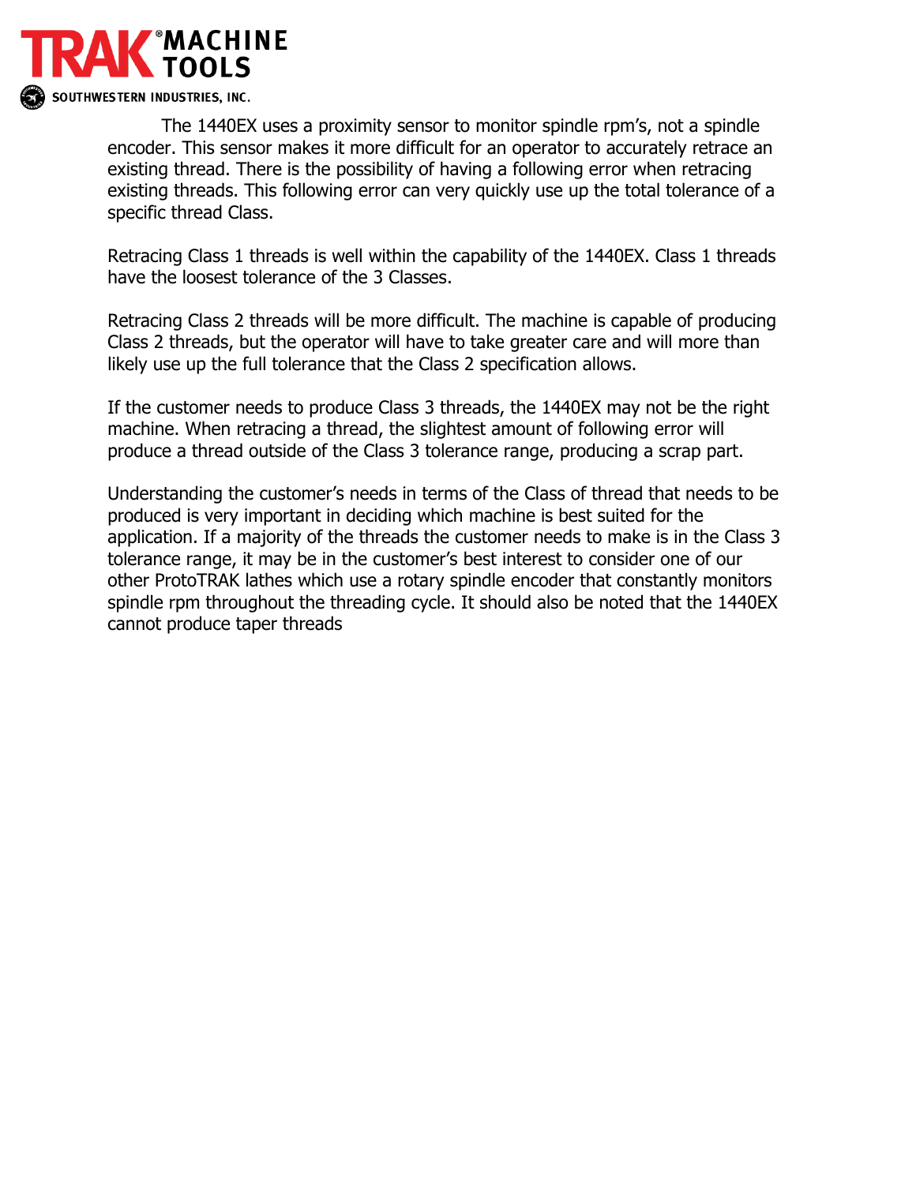The 1440EX uses a proximity sensor to monitor spindle rpm's, not a spindle encoder. This sensor makes it more difficult for an operator to accurately retrace an existing thread. There is the possibility of having a following error when retracing existing threads. This following error can very quickly use up the total tolerance of a specific thread Class.

Retracing Class 1 threads is well within the capability of the 1440EX. Class 1 threads have the loosest tolerance of the 3 Classes.

Retracing Class 2 threads will be more difficult. The machine is capable of producing Class 2 threads, but the operator will have to take greater care and will more than likely use up the full tolerance that the Class 2 specification allows.

If the customer needs to produce Class 3 threads, the 1440EX may not be the right machine. When retracing a thread, the slightest amount of following error will produce a thread outside of the Class 3 tolerance range, producing a scrap part.

Understanding the customer's needs in terms of the Class of thread that needs to be produced is very important in deciding which machine is best suited for the application. If a majority of the threads the customer needs to make is in the Class 3 tolerance range, it may be in the customer's best interest to consider one of our other ProtoTRAK lathes which use a rotary spindle encoder that constantly monitors spindle rpm throughout the threading cycle. It should also be noted that the 1440EX cannot produce taper threads